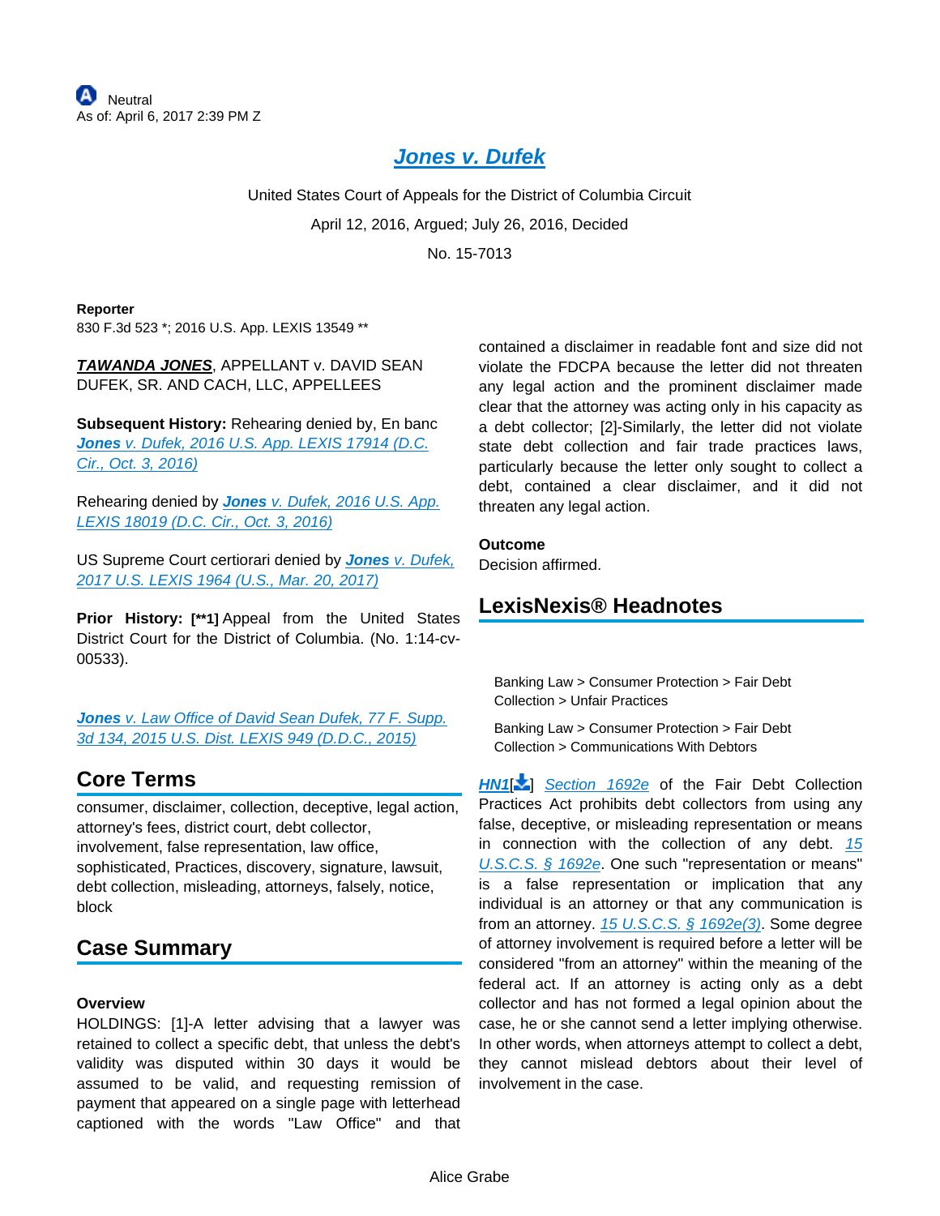Neutral
As of: April 6, 2017 2:39 PM Z

# Jones v. Dufek

United States Court of Appeals for the District of Columbia Circuit

April 12, 2016, Argued; July 26, 2016, Decided

No. 15-7013

**Reporter**

830 F.3d 523 *; 2016 U.S. App. LEXIS 13549 **

***TAWANDA JONES***, APPELLANT v. DAVID SEAN DUFEK, SR. AND CACH, LLC, APPELLEES

**Subsequent History:** Rehearing denied by, En banc *Jones v. Dufek, 2016 U.S. App. LEXIS 17914 (D.C. Cir., Oct. 3, 2016)*

Rehearing denied by *Jones v. Dufek, 2016 U.S. App. LEXIS 18019 (D.C. Cir., Oct. 3, 2016)*

US Supreme Court certiorari denied by *Jones v. Dufek, 2017 U.S. LEXIS 1964 (U.S., Mar. 20, 2017)*

**Prior History:** **[**1]** Appeal from the United States District Court for the District of Columbia. (No. 1:14-cv-00533).

*Jones v. Law Office of David Sean Dufek, 77 F. Supp. 3d 134, 2015 U.S. Dist. LEXIS 949 (D.D.C., 2015)*

## Core Terms

consumer, disclaimer, collection, deceptive, legal action, attorney's fees, district court, debt collector, involvement, false representation, law office, sophisticated, Practices, discovery, signature, lawsuit, debt collection, misleading, attorneys, falsely, notice, block

## Case Summary

**Overview**

HOLDINGS: [1]-A letter advising that a lawyer was retained to collect a specific debt, that unless the debt's validity was disputed within 30 days it would be assumed to be valid, and requesting remission of payment that appeared on a single page with letterhead captioned with the words "Law Office" and that contained a disclaimer in readable font and size did not violate the FDCPA because the letter did not threaten any legal action and the prominent disclaimer made clear that the attorney was acting only in his capacity as a debt collector; [2]-Similarly, the letter did not violate state debt collection and fair trade practices laws, particularly because the letter only sought to collect a debt, contained a clear disclaimer, and it did not threaten any legal action.

**Outcome**

Decision affirmed.

## LexisNexis® Headnotes

Banking Law > Consumer Protection > Fair Debt Collection > Unfair Practices

Banking Law > Consumer Protection > Fair Debt Collection > Communications With Debtors

***HN1***[] *Section 1692e* of the Fair Debt Collection Practices Act prohibits debt collectors from using any false, deceptive, or misleading representation or means in connection with the collection of any debt. *15 U.S.C.S. § 1692e*. One such "representation or means" is a false representation or implication that any individual is an attorney or that any communication is from an attorney. *15 U.S.C.S. § 1692e(3)*. Some degree of attorney involvement is required before a letter will be considered "from an attorney" within the meaning of the federal act. If an attorney is acting only as a debt collector and has not formed a legal opinion about the case, he or she cannot send a letter implying otherwise. In other words, when attorneys attempt to collect a debt, they cannot mislead debtors about their level of involvement in the case.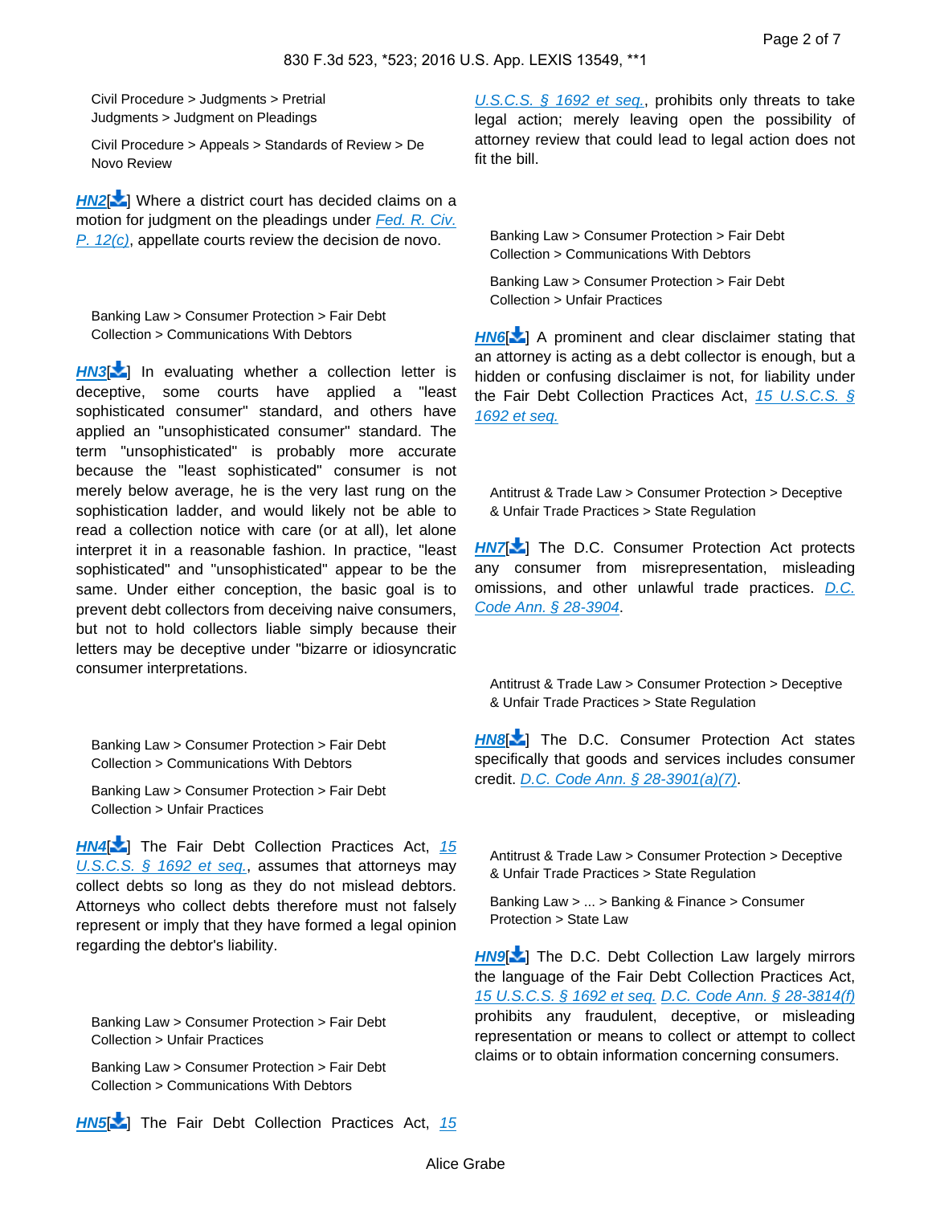Civil Procedure > Judgments > Pretrial Judgments > Judgment on Pleadings

Civil Procedure > Appeals > Standards of Review > De Novo Review

**HN2**[] Where a district court has decided claims on a motion for judgment on the pleadings under Fed. R. Civ. P. 12(c), appellate courts review the decision de novo.

Banking Law > Consumer Protection > Fair Debt Collection > Communications With Debtors

**HN3**[] In evaluating whether a collection letter is deceptive, some courts have applied a "least sophisticated consumer" standard, and others have applied an "unsophisticated consumer" standard. The term "unsophisticated" is probably more accurate because the "least sophisticated" consumer is not merely below average, he is the very last rung on the sophistication ladder, and would likely not be able to read a collection notice with care (or at all), let alone interpret it in a reasonable fashion. In practice, "least sophisticated" and "unsophisticated" appear to be the same. Under either conception, the basic goal is to prevent debt collectors from deceiving naive consumers, but not to hold collectors liable simply because their letters may be deceptive under "bizarre or idiosyncratic consumer interpretations.

Banking Law > Consumer Protection > Fair Debt Collection > Communications With Debtors

Banking Law > Consumer Protection > Fair Debt Collection > Unfair Practices

**HN4**[] The Fair Debt Collection Practices Act, 15 U.S.C.S. § 1692 et seq., assumes that attorneys may collect debts so long as they do not mislead debtors. Attorneys who collect debts therefore must not falsely represent or imply that they have formed a legal opinion regarding the debtor's liability.

Banking Law > Consumer Protection > Fair Debt Collection > Unfair Practices

Banking Law > Consumer Protection > Fair Debt Collection > Communications With Debtors

**HN5**[] The Fair Debt Collection Practices Act, 15 U.S.C.S. § 1692 et seq., prohibits only threats to take legal action; merely leaving open the possibility of attorney review that could lead to legal action does not fit the bill.

Banking Law > Consumer Protection > Fair Debt Collection > Communications With Debtors

Banking Law > Consumer Protection > Fair Debt Collection > Unfair Practices

**HN6**[] A prominent and clear disclaimer stating that an attorney is acting as a debt collector is enough, but a hidden or confusing disclaimer is not, for liability under the Fair Debt Collection Practices Act, 15 U.S.C.S. § 1692 et seq.

Antitrust & Trade Law > Consumer Protection > Deceptive & Unfair Trade Practices > State Regulation

**HN7**[] The D.C. Consumer Protection Act protects any consumer from misrepresentation, misleading omissions, and other unlawful trade practices. D.C. Code Ann. § 28-3904.

Antitrust & Trade Law > Consumer Protection > Deceptive & Unfair Trade Practices > State Regulation

**HN8**[] The D.C. Consumer Protection Act states specifically that goods and services includes consumer credit. D.C. Code Ann. § 28-3901(a)(7).

Antitrust & Trade Law > Consumer Protection > Deceptive & Unfair Trade Practices > State Regulation

Banking Law > ... > Banking & Finance > Consumer Protection > State Law

**HN9**[] The D.C. Debt Collection Law largely mirrors the language of the Fair Debt Collection Practices Act, 15 U.S.C.S. § 1692 et seq. D.C. Code Ann. § 28-3814(f) prohibits any fraudulent, deceptive, or misleading representation or means to collect or attempt to collect claims or to obtain information concerning consumers.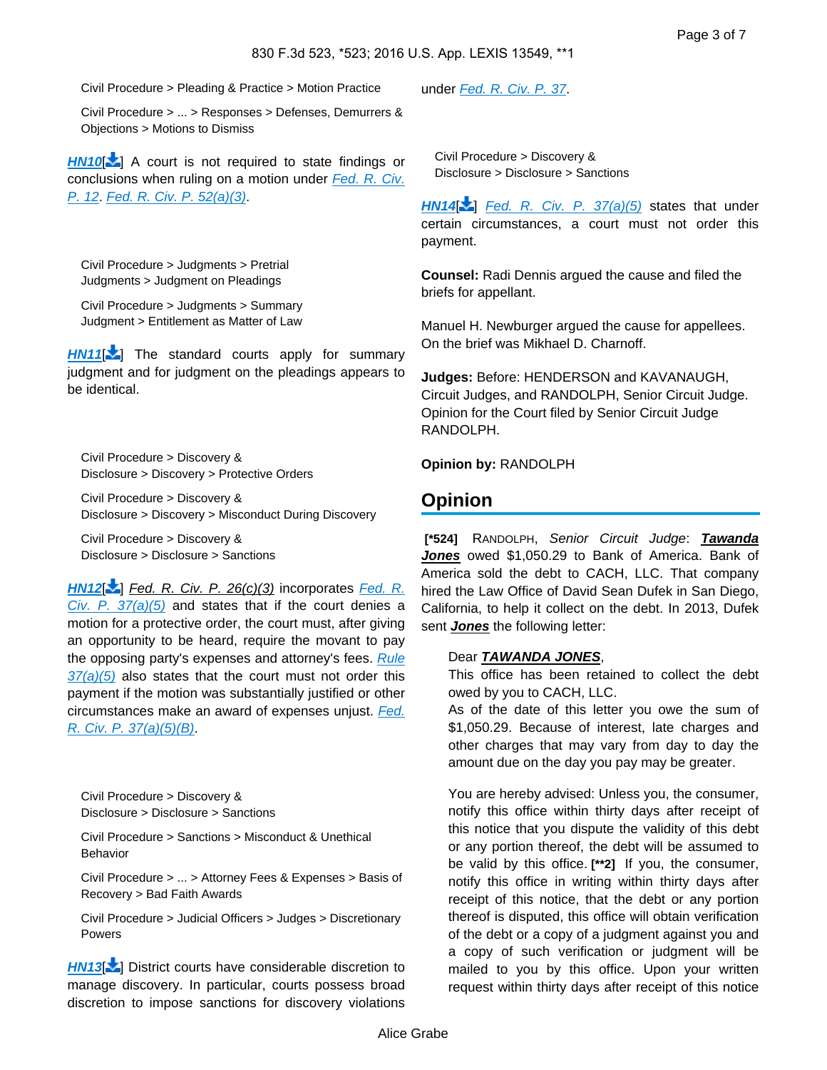Civil Procedure > Pleading & Practice > Motion Practice

Civil Procedure > ... > Responses > Defenses, Demurrers & Objections > Motions to Dismiss

**HN10**[] A court is not required to state findings or conclusions when ruling on a motion under *Fed. R. Civ. P. 12*. *Fed. R. Civ. P. 52(a)(3)*.

Civil Procedure > Judgments > Pretrial Judgments > Judgment on Pleadings

Civil Procedure > Judgments > Summary Judgment > Entitlement as Matter of Law

**HN11**[] The standard courts apply for summary judgment and for judgment on the pleadings appears to be identical.

Civil Procedure > Discovery & Disclosure > Discovery > Protective Orders

Civil Procedure > Discovery & Disclosure > Discovery > Misconduct During Discovery

Civil Procedure > Discovery & Disclosure > Disclosure > Sanctions

**HN12**[] *Fed. R. Civ. P. 26(c)(3)* incorporates *Fed. R. Civ. P. 37(a)(5)* and states that if the court denies a motion for a protective order, the court must, after giving an opportunity to be heard, require the movant to pay the opposing party's expenses and attorney's fees. *Rule 37(a)(5)* also states that the court must not order this payment if the motion was substantially justified or other circumstances make an award of expenses unjust. *Fed. R. Civ. P. 37(a)(5)(B)*.

Civil Procedure > Discovery & Disclosure > Disclosure > Sanctions

Civil Procedure > Sanctions > Misconduct & Unethical Behavior

Civil Procedure > ... > Attorney Fees & Expenses > Basis of Recovery > Bad Faith Awards

Civil Procedure > Judicial Officers > Judges > Discretionary Powers

**HN13**[] District courts have considerable discretion to manage discovery. In particular, courts possess broad discretion to impose sanctions for discovery violations under *Fed. R. Civ. P. 37*.

Civil Procedure > Discovery & Disclosure > Disclosure > Sanctions

**HN14**[] *Fed. R. Civ. P. 37(a)(5)* states that under certain circumstances, a court must not order this payment.

**Counsel:** Radi Dennis argued the cause and filed the briefs for appellant.

Manuel H. Newburger argued the cause for appellees. On the brief was Mikhael D. Charnoff.

**Judges:** Before: HENDERSON and KAVANAUGH, Circuit Judges, and RANDOLPH, Senior Circuit Judge. Opinion for the Court filed by Senior Circuit Judge RANDOLPH.

**Opinion by:** RANDOLPH

## Opinion

**[\*524]** RANDOLPH, *Senior Circuit Judge*: ***Tawanda Jones*** owed $1,050.29 to Bank of America. Bank of America sold the debt to CACH, LLC. That company hired the Law Office of David Sean Dufek in San Diego, California, to help it collect on the debt. In 2013, Dufek sent ***Jones*** the following letter:

> Dear ***TAWANDA JONES***,
> This office has been retained to collect the debt owed by you to CACH, LLC.
> As of the date of this letter you owe the sum of $1,050.29. Because of interest, late charges and other charges that may vary from day to day the amount due on the day you pay may be greater.
>
> You are hereby advised: Unless you, the consumer, notify this office within thirty days after receipt of this notice that you dispute the validity of this debt or any portion thereof, the debt will be assumed to be valid by this office. **[\*\*2]** If you, the consumer, notify this office in writing within thirty days after receipt of this notice, that the debt or any portion thereof is disputed, this office will obtain verification of the debt or a copy of a judgment against you and a copy of such verification or judgment will be mailed to you by this office. Upon your written request within thirty days after receipt of this notice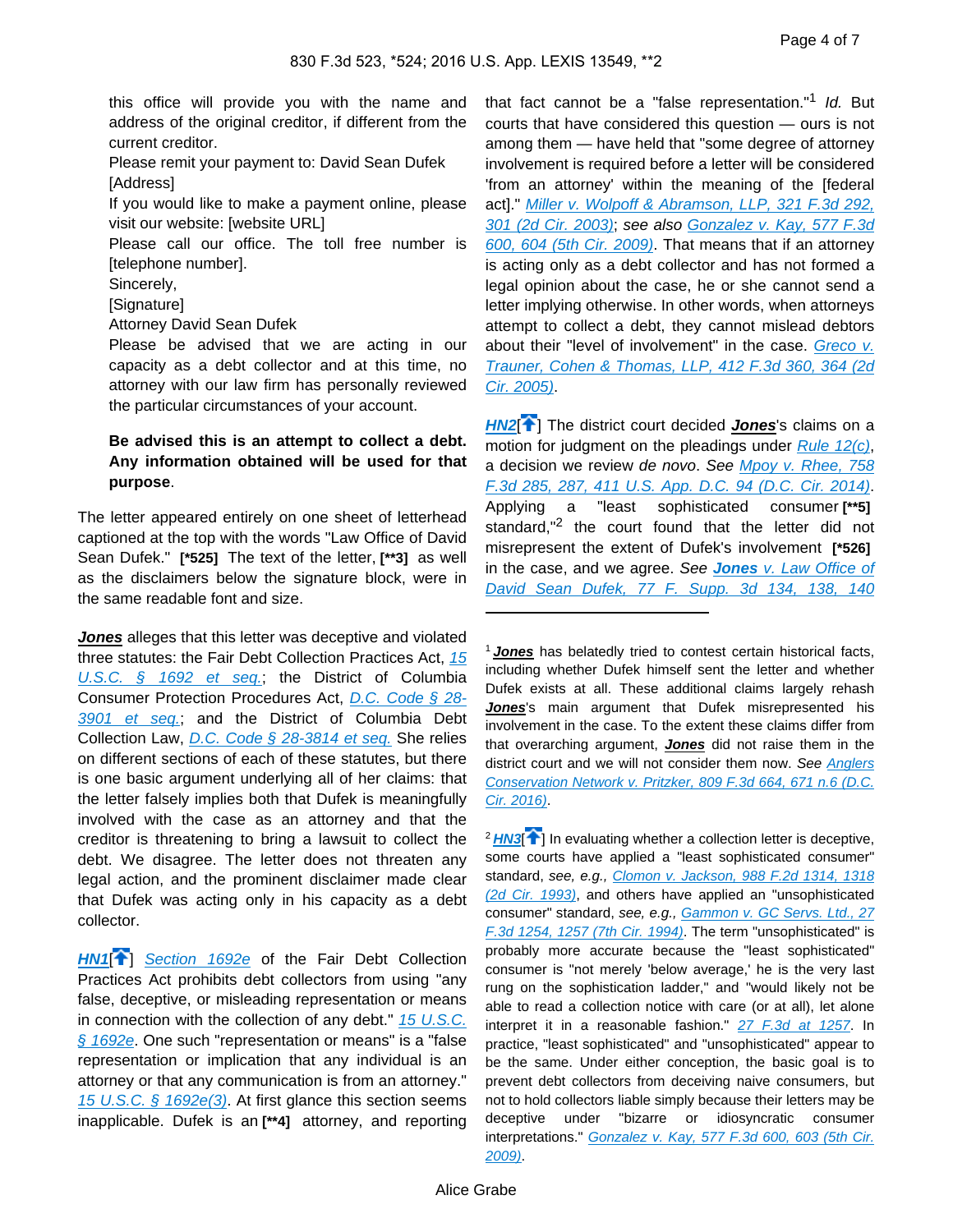> this office will provide you with the name and address of the original creditor, if different from the current creditor.
> Please remit your payment to: David Sean Dufek
> [Address]
> If you would like to make a payment online, please visit our website: [website URL]
> Please call our office. The toll free number is [telephone number].
> Sincerely,
> [Signature]
> Attorney David Sean Dufek
> Please be advised that we are acting in our capacity as a debt collector and at this time, no attorney with our law firm has personally reviewed the particular circumstances of your account.
>
> **Be advised this is an attempt to collect a debt. Any information obtained will be used for that purpose**.

The letter appeared entirely on one sheet of letterhead captioned at the top with the words "Law Office of David Sean Dufek." **[\*525]** The text of the letter, **[\*\*3]** as well as the disclaimers below the signature block, were in the same readable font and size.

***Jones*** alleges that this letter was deceptive and violated three statutes: the Fair Debt Collection Practices Act, 15 U.S.C. § 1692 et seq.; the District of Columbia Consumer Protection Procedures Act, D.C. Code § 28-3901 et seq.; and the District of Columbia Debt Collection Law, D.C. Code § 28-3814 et seq. She relies on different sections of each of these statutes, but there is one basic argument underlying all of her claims: that the letter falsely implies both that Dufek is meaningfully involved with the case as an attorney and that the creditor is threatening to bring a lawsuit to collect the debt. We disagree. The letter does not threaten any legal action, and the prominent disclaimer made clear that Dufek was acting only in his capacity as a debt collector.

**HN1**[] Section 1692e of the Fair Debt Collection Practices Act prohibits debt collectors from using "any false, deceptive, or misleading representation or means in connection with the collection of any debt." 15 U.S.C. § 1692e. One such "representation or means" is a "false representation or implication that any individual is an attorney or that any communication is from an attorney." 15 U.S.C. § 1692e(3). At first glance this section seems inapplicable. Dufek is an **[\*\*4]** attorney, and reporting that fact cannot be a "false representation."[1] *Id.* But courts that have considered this question — ours is not among them — have held that "some degree of attorney involvement is required before a letter will be considered 'from an attorney' within the meaning of the [federal act]." Miller v. Wolpoff & Abramson, LLP, 321 F.3d 292, 301 (2d Cir. 2003); *see also* Gonzalez v. Kay, 577 F.3d 600, 604 (5th Cir. 2009). That means that if an attorney is acting only as a debt collector and has not formed a legal opinion about the case, he or she cannot send a letter implying otherwise. In other words, when attorneys attempt to collect a debt, they cannot mislead debtors about their "level of involvement" in the case. Greco v. Trauner, Cohen & Thomas, LLP, 412 F.3d 360, 364 (2d Cir. 2005).

**HN2**[] The district court decided ***Jones***'s claims on a motion for judgment on the pleadings under Rule 12(c), a decision we review *de novo*. *See* Mpoy v. Rhee, 758 F.3d 285, 287, 411 U.S. App. D.C. 94 (D.C. Cir. 2014). Applying a "least sophisticated consumer **[\*\*5]** standard,"[2] the court found that the letter did not misrepresent the extent of Dufek's involvement **[\*526]** in the case, and we agree. *See* ***Jones*** v. Law Office of David Sean Dufek, 77 F. Supp. 3d 134, 138, 140

---

[1] ***Jones*** has belatedly tried to contest certain historical facts, including whether Dufek himself sent the letter and whether Dufek exists at all. These additional claims largely rehash ***Jones***'s main argument that Dufek misrepresented his involvement in the case. To the extent these claims differ from that overarching argument, ***Jones*** did not raise them in the district court and we will not consider them now. *See* Anglers Conservation Network v. Pritzker, 809 F.3d 664, 671 n.6 (D.C. Cir. 2016).

[2] **HN3**[] In evaluating whether a collection letter is deceptive, some courts have applied a "least sophisticated consumer" standard, *see, e.g.,* Clomon v. Jackson, 988 F.2d 1314, 1318 (2d Cir. 1993), and others have applied an "unsophisticated consumer" standard, *see, e.g.,* Gammon v. GC Servs. Ltd., 27 F.3d 1254, 1257 (7th Cir. 1994). The term "unsophisticated" is probably more accurate because the "least sophisticated" consumer is "not merely 'below average,' he is the very last rung on the sophistication ladder," and "would likely not be able to read a collection notice with care (or at all), let alone interpret it in a reasonable fashion." 27 F.3d at 1257. In practice, "least sophisticated" and "unsophisticated" appear to be the same. Under either conception, the basic goal is to prevent debt collectors from deceiving naive consumers, but not to hold collectors liable simply because their letters may be deceptive under "bizarre or idiosyncratic consumer interpretations." Gonzalez v. Kay, 577 F.3d 600, 603 (5th Cir. 2009).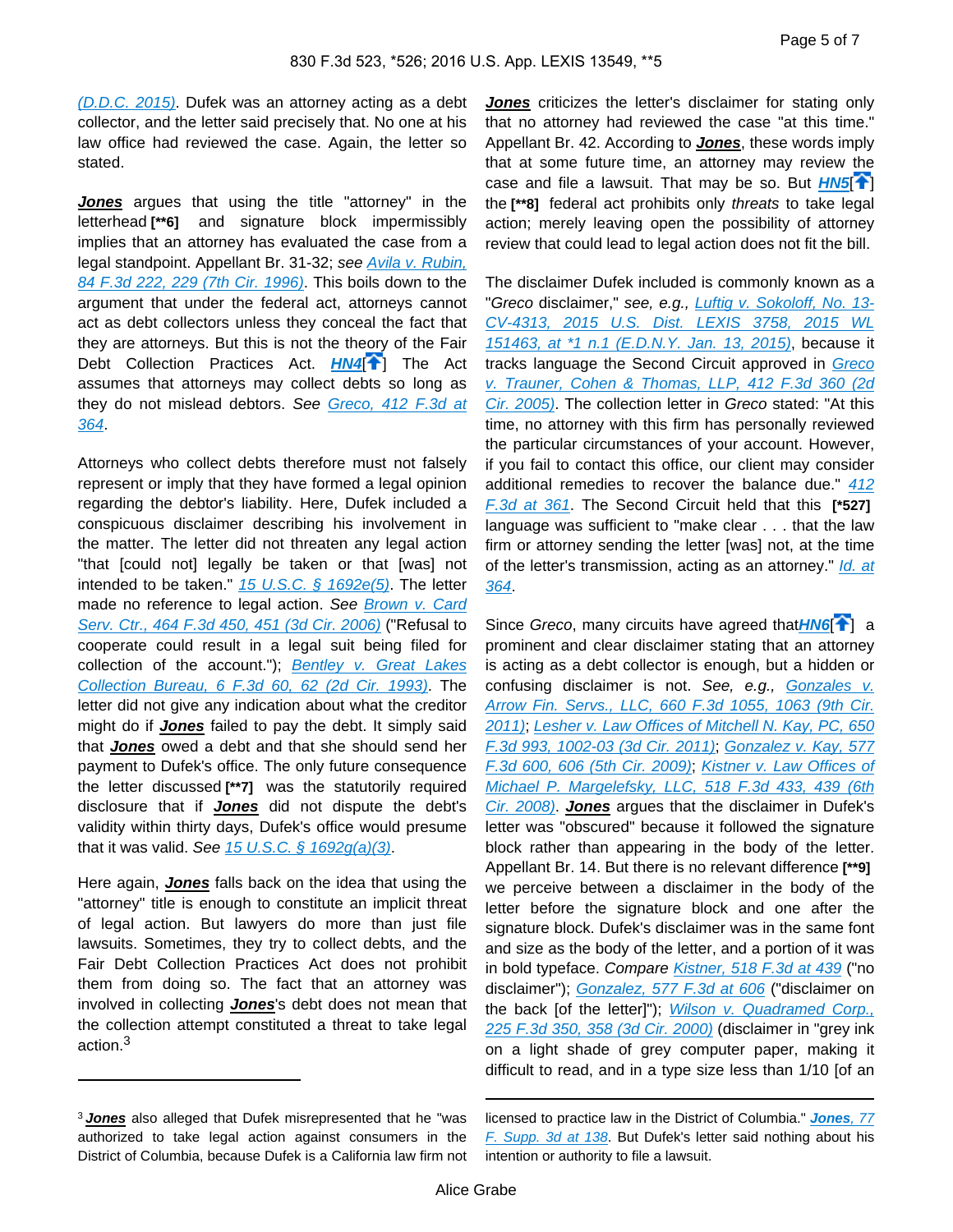(D.D.C. 2015). Dufek was an attorney acting as a debt collector, and the letter said precisely that. No one at his law office had reviewed the case. Again, the letter so stated.

***Jones*** argues that using the title "attorney" in the letterhead **[\*\*6]** and signature block impermissibly implies that an attorney has evaluated the case from a legal standpoint. Appellant Br. 31-32; *see* Avila v. Rubin, 84 F.3d 222, 229 (7th Cir. 1996). This boils down to the argument that under the federal act, attorneys cannot act as debt collectors unless they conceal the fact that they are attorneys. But this is not the theory of the Fair Debt Collection Practices Act. **HN4** The Act assumes that attorneys may collect debts so long as they do not mislead debtors. *See* Greco, 412 F.3d at 364.

Attorneys who collect debts therefore must not falsely represent or imply that they have formed a legal opinion regarding the debtor's liability. Here, Dufek included a conspicuous disclaimer describing his involvement in the matter. The letter did not threaten any legal action "that [could not] legally be taken or that [was] not intended to be taken." 15 U.S.C. § 1692e(5). The letter made no reference to legal action. *See* Brown v. Card Serv. Ctr., 464 F.3d 450, 451 (3d Cir. 2006) ("Refusal to cooperate could result in a legal suit being filed for collection of the account."); Bentley v. Great Lakes Collection Bureau, 6 F.3d 60, 62 (2d Cir. 1993). The letter did not give any indication about what the creditor might do if ***Jones*** failed to pay the debt. It simply said that ***Jones*** owed a debt and that she should send her payment to Dufek's office. The only future consequence the letter discussed **[\*\*7]** was the statutorily required disclosure that if ***Jones*** did not dispute the debt's validity within thirty days, Dufek's office would presume that it was valid. *See* 15 U.S.C. § 1692g(a)(3).

Here again, ***Jones*** falls back on the idea that using the "attorney" title is enough to constitute an implicit threat of legal action. But lawyers do more than just file lawsuits. Sometimes, they try to collect debts, and the Fair Debt Collection Practices Act does not prohibit them from doing so. The fact that an attorney was involved in collecting ***Jones***'s debt does not mean that the collection attempt constituted a threat to take legal action.[3]

***Jones*** criticizes the letter's disclaimer for stating only that no attorney had reviewed the case "at this time." Appellant Br. 42. According to ***Jones***, these words imply that at some future time, an attorney may review the case and file a lawsuit. That may be so. But **HN5** the **[\*\*8]** federal act prohibits only *threats* to take legal action; merely leaving open the possibility of attorney review that could lead to legal action does not fit the bill.

The disclaimer Dufek included is commonly known as a "*Greco* disclaimer," *see, e.g.,* Luftig v. Sokoloff, No. 13-CV-4313, 2015 U.S. Dist. LEXIS 3758, 2015 WL 151463, at \*1 n.1 (E.D.N.Y. Jan. 13, 2015), because it tracks language the Second Circuit approved in Greco v. Trauner, Cohen & Thomas, LLP, 412 F.3d 360 (2d Cir. 2005). The collection letter in *Greco* stated: "At this time, no attorney with this firm has personally reviewed the particular circumstances of your account. However, if you fail to contact this office, our client may consider additional remedies to recover the balance due." 412 F.3d at 361. The Second Circuit held that this **[\*527]** language was sufficient to "make clear . . . that the law firm or attorney sending the letter [was] not, at the time of the letter's transmission, acting as an attorney." Id. at 364.

Since *Greco*, many circuits have agreed that **HN6** a prominent and clear disclaimer stating that an attorney is acting as a debt collector is enough, but a hidden or confusing disclaimer is not. *See, e.g.,* Gonzales v. Arrow Fin. Servs., LLC, 660 F.3d 1055, 1063 (9th Cir. 2011); Lesher v. Law Offices of Mitchell N. Kay, PC, 650 F.3d 993, 1002-03 (3d Cir. 2011); Gonzalez v. Kay, 577 F.3d 600, 606 (5th Cir. 2009); Kistner v. Law Offices of Michael P. Margelefsky, LLC, 518 F.3d 433, 439 (6th Cir. 2008). ***Jones*** argues that the disclaimer in Dufek's letter was "obscured" because it followed the signature block rather than appearing in the body of the letter. Appellant Br. 14. But there is no relevant difference **[\*\*9]** we perceive between a disclaimer in the body of the letter before the signature block and one after the signature block. Dufek's disclaimer was in the same font and size as the body of the letter, and a portion of it was in bold typeface. *Compare* Kistner, 518 F.3d at 439 ("no disclaimer"); Gonzalez, 577 F.3d at 606 ("disclaimer on the back [of the letter]"); Wilson v. Quadramed Corp., 225 F.3d 350, 358 (3d Cir. 2000) (disclaimer in "grey ink on a light shade of grey computer paper, making it difficult to read, and in a type size less than 1/10 [of an

---

[3] ***Jones*** also alleged that Dufek misrepresented that he "was authorized to take legal action against consumers in the District of Columbia, because Dufek is a California law firm not licensed to practice law in the District of Columbia." ***Jones***, 77 F. Supp. 3d at 138. But Dufek's letter said nothing about his intention or authority to file a lawsuit.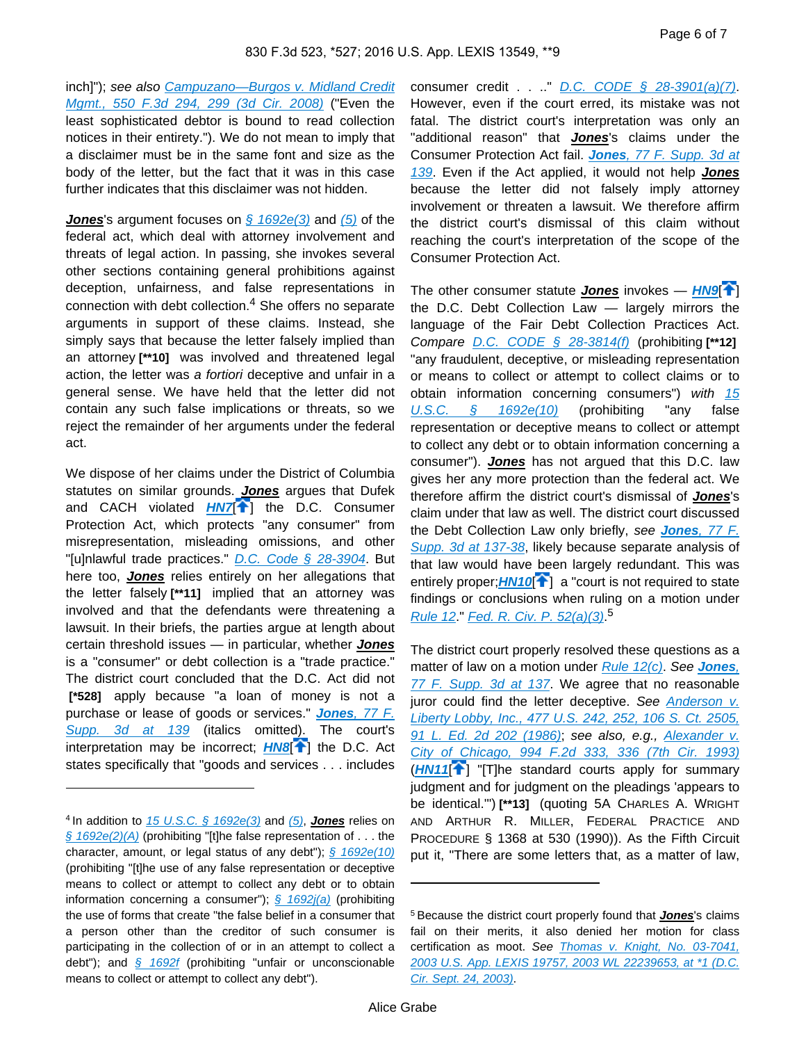inch]"); *see also* Campuzano—Burgos v. Midland Credit Mgmt., 550 F.3d 294, 299 (3d Cir. 2008) ("Even the least sophisticated debtor is bound to read collection notices in their entirety."). We do not mean to imply that a disclaimer must be in the same font and size as the body of the letter, but the fact that it was in this case further indicates that this disclaimer was not hidden.

**Jones**'s argument focuses on § 1692e(3) and (5) of the federal act, which deal with attorney involvement and threats of legal action. In passing, she invokes several other sections containing general prohibitions against deception, unfairness, and false representations in connection with debt collection.[4] She offers no separate arguments in support of these claims. Instead, she simply says that because the letter falsely implied than an attorney **[\*\*10]** was involved and threatened legal action, the letter was *a fortiori* deceptive and unfair in a general sense. We have held that the letter did not contain any such false implications or threats, so we reject the remainder of her arguments under the federal act.

We dispose of her claims under the District of Columbia statutes on similar grounds. **Jones** argues that Dufek and CACH violated **HN7** the D.C. Consumer Protection Act, which protects "any consumer" from misrepresentation, misleading omissions, and other "[u]nlawful trade practices." D.C. Code § 28-3904. But here too, **Jones** relies entirely on her allegations that the letter falsely **[\*\*11]** implied that an attorney was involved and that the defendants were threatening a lawsuit. In their briefs, the parties argue at length about certain threshold issues — in particular, whether **Jones** is a "consumer" or debt collection is a "trade practice." The district court concluded that the D.C. Act did not **[\*528]** apply because "a loan of money is not a purchase or lease of goods or services." **Jones**, 77 F. Supp. 3d at 139 (italics omitted). The court's interpretation may be incorrect; **HN8** the D.C. Act states specifically that "goods and services . . . includes consumer credit . . .." D.C. CODE § 28-3901(a)(7). However, even if the court erred, its mistake was not fatal. The district court's interpretation was only an "additional reason" that **Jones**'s claims under the Consumer Protection Act fail. **Jones**, 77 F. Supp. 3d at 139. Even if the Act applied, it would not help **Jones** because the letter did not falsely imply attorney involvement or threaten a lawsuit. We therefore affirm the district court's dismissal of this claim without reaching the court's interpretation of the scope of the Consumer Protection Act.

The other consumer statute **Jones** invokes — **HN9** the D.C. Debt Collection Law — largely mirrors the language of the Fair Debt Collection Practices Act. *Compare* D.C. CODE § 28-3814(f) (prohibiting **[\*\*12]** "any fraudulent, deceptive, or misleading representation or means to collect or attempt to collect claims or to obtain information concerning consumers") *with* 15 U.S.C. § 1692e(10) (prohibiting "any false representation or deceptive means to collect or attempt to collect any debt or to obtain information concerning a consumer"). **Jones** has not argued that this D.C. law gives her any more protection than the federal act. We therefore affirm the district court's dismissal of **Jones**'s claim under that law as well. The district court discussed the Debt Collection Law only briefly, *see* **Jones**, 77 F. Supp. 3d at 137-38, likely because separate analysis of that law would have been largely redundant. This was entirely proper; **HN10** a "court is not required to state findings or conclusions when ruling on a motion under Rule 12." Fed. R. Civ. P. 52(a)(3).[5]

The district court properly resolved these questions as a matter of law on a motion under Rule 12(c). *See* **Jones**, 77 F. Supp. 3d at 137. We agree that no reasonable juror could find the letter deceptive. *See* Anderson v. Liberty Lobby, Inc., 477 U.S. 242, 252, 106 S. Ct. 2505, 91 L. Ed. 2d 202 (1986); *see also, e.g.,* Alexander v. City of Chicago, 994 F.2d 333, 336 (7th Cir. 1993) (**HN11** "[T]he standard courts apply for summary judgment and for judgment on the pleadings 'appears to be identical.'") **[\*\*13]** (quoting 5A CHARLES A. WRIGHT AND ARTHUR R. MILLER, FEDERAL PRACTICE AND PROCEDURE § 1368 at 530 (1990)). As the Fifth Circuit put it, "There are some letters that, as a matter of law,

---

[4] In addition to 15 U.S.C. § 1692e(3) and (5), **Jones** relies on § 1692e(2)(A) (prohibiting "[t]he false representation of . . . the character, amount, or legal status of any debt"); § 1692e(10) (prohibiting "[t]he use of any false representation or deceptive means to collect or attempt to collect any debt or to obtain information concerning a consumer"); § 1692j(a) (prohibiting the use of forms that create "the false belief in a consumer that a person other than the creditor of such consumer is participating in the collection of or in an attempt to collect a debt"); and § 1692f (prohibiting "unfair or unconscionable means to collect or attempt to collect any debt").

[5] Because the district court properly found that **Jones**'s claims fail on their merits, it also denied her motion for class certification as moot. *See* Thomas v. Knight, No. 03-7041, 2003 U.S. App. LEXIS 19757, 2003 WL 22239653, at \*1 (D.C. Cir. Sept. 24, 2003).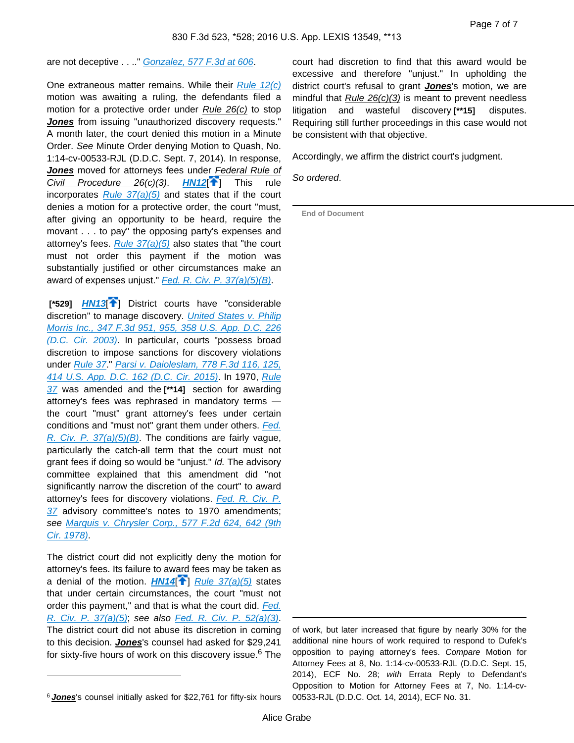are not deceptive . . .." *Gonzalez, 577 F.3d at 606*.

One extraneous matter remains. While their *Rule 12(c)* motion was awaiting a ruling, the defendants filed a motion for a protective order under *Rule 26(c)* to stop ***Jones*** from issuing "unauthorized discovery requests." A month later, the court denied this motion in a Minute Order. *See* Minute Order denying Motion to Quash, No. 1:14-cv-00533-RJL (D.D.C. Sept. 7, 2014). In response, ***Jones*** moved for attorneys fees under *Federal Rule of Civil Procedure 26(c)(3)*. ***HN12*** This rule incorporates *Rule 37(a)(5)* and states that if the court denies a motion for a protective order, the court "must, after giving an opportunity to be heard, require the movant . . . to pay" the opposing party's expenses and attorney's fees. *Rule 37(a)(5)* also states that "the court must not order this payment if the motion was substantially justified or other circumstances make an award of expenses unjust." *Fed. R. Civ. P. 37(a)(5)(B)*.

**[*529]** ***HN13*** District courts have "considerable discretion" to manage discovery. *United States v. Philip Morris Inc., 347 F.3d 951, 955, 358 U.S. App. D.C. 226 (D.C. Cir. 2003)*. In particular, courts "possess broad discretion to impose sanctions for discovery violations under *Rule 37*." *Parsi v. Daioleslam, 778 F.3d 116, 125, 414 U.S. App. D.C. 162 (D.C. Cir. 2015)*. In 1970, *Rule 37* was amended and the **[**14]** section for awarding attorney's fees was rephrased in mandatory terms — the court "must" grant attorney's fees under certain conditions and "must not" grant them under others. *Fed. R. Civ. P. 37(a)(5)(B)*. The conditions are fairly vague, particularly the catch-all term that the court must not grant fees if doing so would be "unjust." *Id.* The advisory committee explained that this amendment did "not significantly narrow the discretion of the court" to award attorney's fees for discovery violations. *Fed. R. Civ. P. 37* advisory committee's notes to 1970 amendments; *see Marquis v. Chrysler Corp., 577 F.2d 624, 642 (9th Cir. 1978)*.

The district court did not explicitly deny the motion for attorney's fees. Its failure to award fees may be taken as a denial of the motion. ***HN14*** *Rule 37(a)(5)* states that under certain circumstances, the court "must not order this payment," and that is what the court did. *Fed. R. Civ. P. 37(a)(5)*; *see also Fed. R. Civ. P. 52(a)(3)*. The district court did not abuse its discretion in coming to this decision. ***Jones***'s counsel had asked for $29,241 for sixty-five hours of work on this discovery issue.[6] The court had discretion to find that this award would be excessive and therefore "unjust." In upholding the district court's refusal to grant ***Jones***'s motion, we are mindful that *Rule 26(c)(3)* is meant to prevent needless litigation and wasteful discovery **[**15]** disputes. Requiring still further proceedings in this case would not be consistent with that objective.

Accordingly, we affirm the district court's judgment.

*So ordered*.

---

End of Document

[6] ***Jones***'s counsel initially asked for $22,761 for fifty-six hours of work, but later increased that figure by nearly 30% for the additional nine hours of work required to respond to Dufek's opposition to paying attorney's fees. *Compare* Motion for Attorney Fees at 8, No. 1:14-cv-00533-RJL (D.D.C. Sept. 15, 2014), ECF No. 28; *with* Errata Reply to Defendant's Opposition to Motion for Attorney Fees at 7, No. 1:14-cv-00533-RJL (D.D.C. Oct. 14, 2014), ECF No. 31.